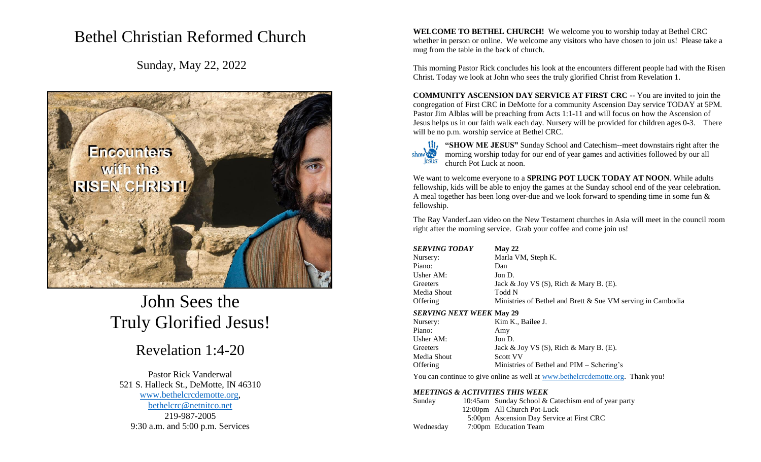# Bethel Christian Reformed Church

Sunday, May 22, 2022

Encounters with the RISEN CHRIST!

# John Sees the Truly Glorified Jesus!

## Revelation 1:4-20

Pastor Rick Vanderwal
521 S. Halleck St., DeMotte, IN 46310
www.bethelcrcdemotte.org,
bethelcrc@netnitco.net
219-987-2005
9:30 a.m. and 5:00 p.m. Services

**WELCOME TO BETHEL CHURCH!** We welcome you to worship today at Bethel CRC whether in person or online. We welcome any visitors who have chosen to join us! Please take a mug from the table in the back of church.

This morning Pastor Rick concludes his look at the encounters different people had with the Risen Christ. Today we look at John who sees the truly glorified Christ from Revelation 1.

**COMMUNITY ASCENSION DAY SERVICE AT FIRST CRC --** You are invited to join the congregation of First CRC in DeMotte for a community Ascension Day service TODAY at 5PM. Pastor Jim Alblas will be preaching from Acts 1:1-11 and will focus on how the Ascension of Jesus helps us in our faith walk each day. Nursery will be provided for children ages 0-3. There will be no p.m. worship service at Bethel CRC.

**"SHOW ME JESUS"** Sunday School and Catechism--meet downstairs right after the morning worship today for our end of year games and activities followed by our all church Pot Luck at noon.

We want to welcome everyone to a **SPRING POT LUCK TODAY AT NOON**. While adults fellowship, kids will be able to enjoy the games at the Sunday school end of the year celebration. A meal together has been long over-due and we look forward to spending time in some fun & fellowship.

The Ray VanderLaan video on the New Testament churches in Asia will meet in the council room right after the morning service. Grab your coffee and come join us!

| | |
|---|---|
| ***SERVING TODAY*** | **May 22** |
| Nursery: | Marla VM, Steph K. |
| Piano: | Dan |
| Usher AM: | Jon D. |
| Greeters | Jack & Joy VS (S), Rich & Mary B. (E). |
| Media Shout | Todd N |
| Offering | Ministries of Bethel and Brett & Sue VM serving in Cambodia |
| ***SERVING NEXT WEEK*** | **May 29** |
| Nursery: | Kim K., Bailee J. |
| Piano: | Amy |
| Usher AM: | Jon D. |
| Greeters | Jack & Joy VS (S), Rich & Mary B. (E). |
| Media Shout | Scott VV |
| Offering | Ministries of Bethel and PIM – Schering's |

You can continue to give online as well at www.bethelcrcdemotte.org. Thank you!

***MEETINGS & ACTIVITIES THIS WEEK***

| | | |
|---|---|---|
| Sunday | 10:45am | Sunday School & Catechism end of year party |
| | 12:00pm | All Church Pot-Luck |
| | 5:00pm | Ascension Day Service at First CRC |
| Wednesday | 7:00pm | Education Team |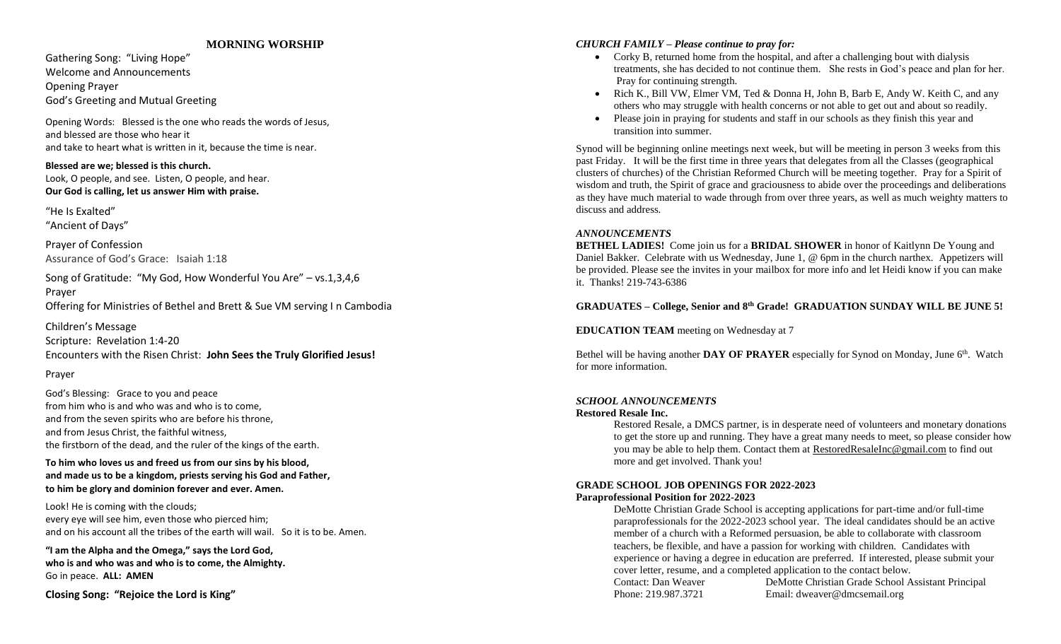## MORNING WORSHIP

Gathering Song: "Living Hope"
Welcome and Announcements
Opening Prayer
God's Greeting and Mutual Greeting

Opening Words: Blessed is the one who reads the words of Jesus,
and blessed are those who hear it
and take to heart what is written in it, because the time is near.

**Blessed are we; blessed is this church.**
Look, O people, and see. Listen, O people, and hear.
**Our God is calling, let us answer Him with praise.**

"He Is Exalted"
"Ancient of Days"

Prayer of Confession
Assurance of God's Grace: Isaiah 1:18

Song of Gratitude: "My God, How Wonderful You Are" – vs.1,3,4,6
Prayer
Offering for Ministries of Bethel and Brett & Sue VM serving I n Cambodia

Children's Message
Scripture: Revelation 1:4-20
Encounters with the Risen Christ: **John Sees the Truly Glorified Jesus!**

Prayer

God's Blessing: Grace to you and peace
from him who is and who was and who is to come,
and from the seven spirits who are before his throne,
and from Jesus Christ, the faithful witness,
the firstborn of the dead, and the ruler of the kings of the earth.

**To him who loves us and freed us from our sins by his blood,**
**and made us to be a kingdom, priests serving his God and Father,**
**to him be glory and dominion forever and ever. Amen.**

Look! He is coming with the clouds;
every eye will see him, even those who pierced him;
and on his account all the tribes of the earth will wail. So it is to be. Amen.

**"I am the Alpha and the Omega," says the Lord God,**
**who is and who was and who is to come, the Almighty.**
Go in peace. **ALL: AMEN**

**Closing Song: "Rejoice the Lord is King"**

***CHURCH FAMILY – Please continue to pray for:***

- Corky B, returned home from the hospital, and after a challenging bout with dialysis treatments, she has decided to not continue them. She rests in God's peace and plan for her. Pray for continuing strength.
- Rich K., Bill VW, Elmer VM, Ted & Donna H, John B, Barb E, Andy W. Keith C, and any others who may struggle with health concerns or not able to get out and about so readily.
- Please join in praying for students and staff in our schools as they finish this year and transition into summer.

Synod will be beginning online meetings next week, but will be meeting in person 3 weeks from this past Friday. It will be the first time in three years that delegates from all the Classes (geographical clusters of churches) of the Christian Reformed Church will be meeting together. Pray for a Spirit of wisdom and truth, the Spirit of grace and graciousness to abide over the proceedings and deliberations as they have much material to wade through from over three years, as well as much weighty matters to discuss and address.

***ANNOUNCEMENTS***

**BETHEL LADIES!** Come join us for a **BRIDAL SHOWER** in honor of Kaitlynn De Young and Daniel Bakker. Celebrate with us Wednesday, June 1, @ 6pm in the church narthex. Appetizers will be provided. Please see the invites in your mailbox for more info and let Heidi know if you can make it. Thanks! 219-743-6386

**GRADUATES – College, Senior and 8th Grade! GRADUATION SUNDAY WILL BE JUNE 5!**

**EDUCATION TEAM** meeting on Wednesday at 7

Bethel will be having another **DAY OF PRAYER** especially for Synod on Monday, June 6th. Watch for more information.

***SCHOOL ANNOUNCEMENTS***

**Restored Resale Inc.**

Restored Resale, a DMCS partner, is in desperate need of volunteers and monetary donations to get the store up and running. They have a great many needs to meet, so please consider how you may be able to help them. Contact them at RestoredResaleInc@gmail.com to find out more and get involved. Thank you!

**GRADE SCHOOL JOB OPENINGS FOR 2022-2023**
**Paraprofessional Position for 2022-2023**

DeMotte Christian Grade School is accepting applications for part-time and/or full-time paraprofessionals for the 2022-2023 school year. The ideal candidates should be an active member of a church with a Reformed persuasion, be able to collaborate with classroom teachers, be flexible, and have a passion for working with children. Candidates with experience or having a degree in education are preferred. If interested, please submit your cover letter, resume, and a completed application to the contact below.

Contact: Dan Weaver — DeMotte Christian Grade School Assistant Principal
Phone: 219.987.3721 — Email: dweaver@dmcsemail.org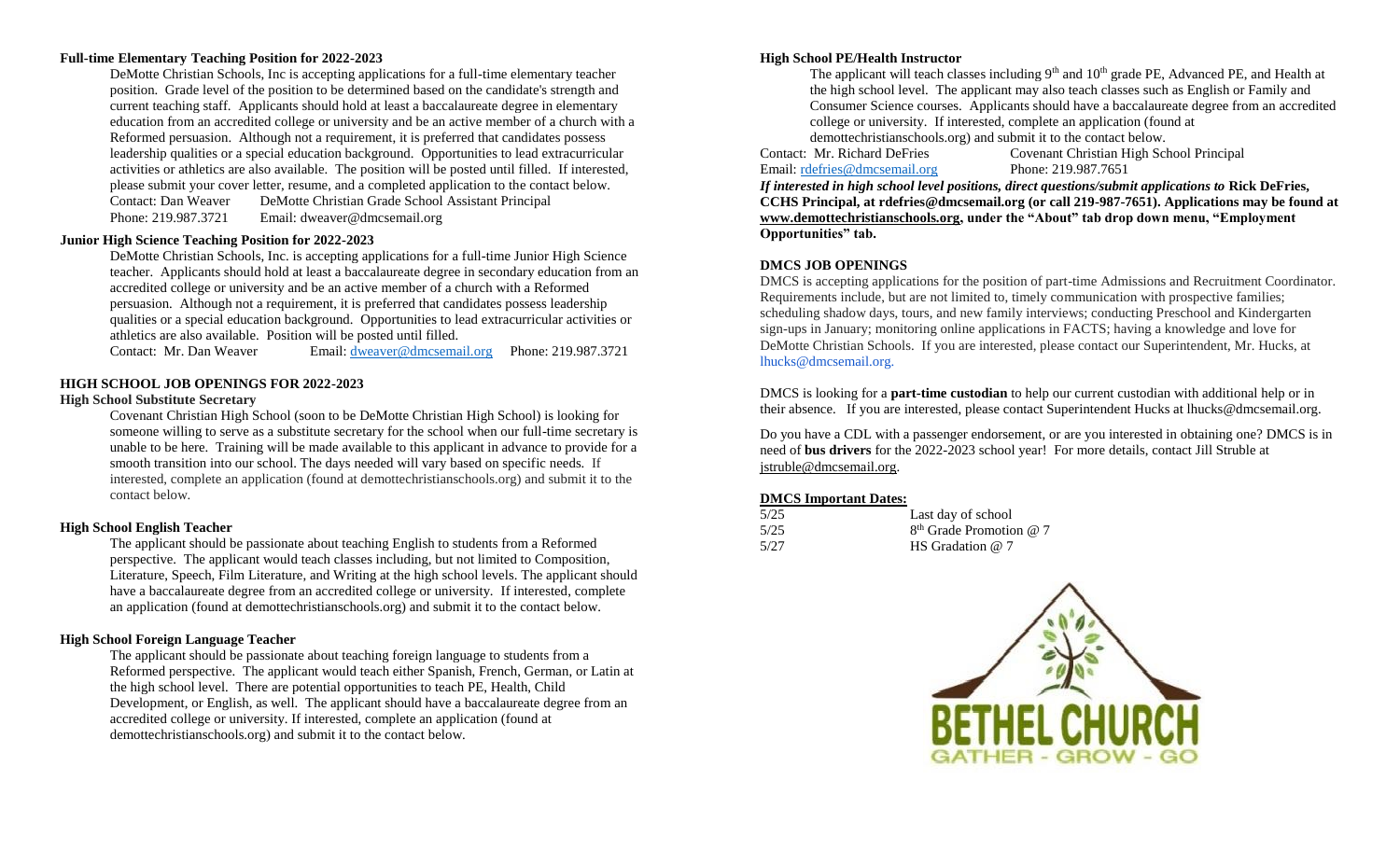**Full-time Elementary Teaching Position for 2022-2023**

DeMotte Christian Schools, Inc is accepting applications for a full-time elementary teacher position. Grade level of the position to be determined based on the candidate's strength and current teaching staff. Applicants should hold at least a baccalaureate degree in elementary education from an accredited college or university and be an active member of a church with a Reformed persuasion. Although not a requirement, it is preferred that candidates possess leadership qualities or a special education background. Opportunities to lead extracurricular activities or athletics are also available. The position will be posted until filled. If interested, please submit your cover letter, resume, and a completed application to the contact below.

Contact: Dan Weaver DeMotte Christian Grade School Assistant Principal
Phone: 219.987.3721 Email: dweaver@dmcsemail.org

**Junior High Science Teaching Position for 2022-2023**

DeMotte Christian Schools, Inc. is accepting applications for a full-time Junior High Science teacher. Applicants should hold at least a baccalaureate degree in secondary education from an accredited college or university and be an active member of a church with a Reformed persuasion. Although not a requirement, it is preferred that candidates possess leadership qualities or a special education background. Opportunities to lead extracurricular activities or athletics are also available. Position will be posted until filled.

Contact: Mr. Dan Weaver Email: dweaver@dmcsemail.org Phone: 219.987.3721

**HIGH SCHOOL JOB OPENINGS FOR 2022-2023**

**High School Substitute Secretary**

Covenant Christian High School (soon to be DeMotte Christian High School) is looking for someone willing to serve as a substitute secretary for the school when our full-time secretary is unable to be here. Training will be made available to this applicant in advance to provide for a smooth transition into our school. The days needed will vary based on specific needs. If interested, complete an application (found at demottechristianschools.org) and submit it to the contact below.

**High School English Teacher**

The applicant should be passionate about teaching English to students from a Reformed perspective. The applicant would teach classes including, but not limited to Composition, Literature, Speech, Film Literature, and Writing at the high school levels. The applicant should have a baccalaureate degree from an accredited college or university. If interested, complete an application (found at demottechristianschools.org) and submit it to the contact below.

**High School Foreign Language Teacher**

The applicant should be passionate about teaching foreign language to students from a Reformed perspective. The applicant would teach either Spanish, French, German, or Latin at the high school level. There are potential opportunities to teach PE, Health, Child Development, or English, as well. The applicant should have a baccalaureate degree from an accredited college or university. If interested, complete an application (found at demottechristianschools.org) and submit it to the contact below.

**High School PE/Health Instructor**

The applicant will teach classes including 9th and 10th grade PE, Advanced PE, and Health at the high school level. The applicant may also teach classes such as English or Family and Consumer Science courses. Applicants should have a baccalaureate degree from an accredited college or university. If interested, complete an application (found at demottechristianschools.org) and submit it to the contact below.

Contact: Mr. Richard DeFries Covenant Christian High School Principal
Email: rdefries@dmcsemail.org Phone: 219.987.7651

***If interested in high school level positions, direct questions/submit applications to* Rick DeFries, CCHS Principal, at rdefries@dmcsemail.org (or call 219-987-7651). Applications may be found at www.demottechristianschools.org, under the "About" tab drop down menu, "Employment Opportunities" tab.**

**DMCS JOB OPENINGS**

DMCS is accepting applications for the position of part-time Admissions and Recruitment Coordinator. Requirements include, but are not limited to, timely communication with prospective families; scheduling shadow days, tours, and new family interviews; conducting Preschool and Kindergarten sign-ups in January; monitoring online applications in FACTS; having a knowledge and love for DeMotte Christian Schools. If you are interested, please contact our Superintendent, Mr. Hucks, at lhucks@dmcsemail.org.

DMCS is looking for a **part-time custodian** to help our current custodian with additional help or in their absence. If you are interested, please contact Superintendent Hucks at lhucks@dmcsemail.org.

Do you have a CDL with a passenger endorsement, or are you interested in obtaining one? DMCS is in need of **bus drivers** for the 2022-2023 school year! For more details, contact Jill Struble at jstruble@dmcsemail.org.

**DMCS Important Dates:**

| | |
|---|---|
| 5/25 | Last day of school |
| 5/25 | 8th Grade Promotion @ 7 |
| 5/27 | HS Gradation @ 7 |

BETHEL CHURCH
GATHER - GROW - GO